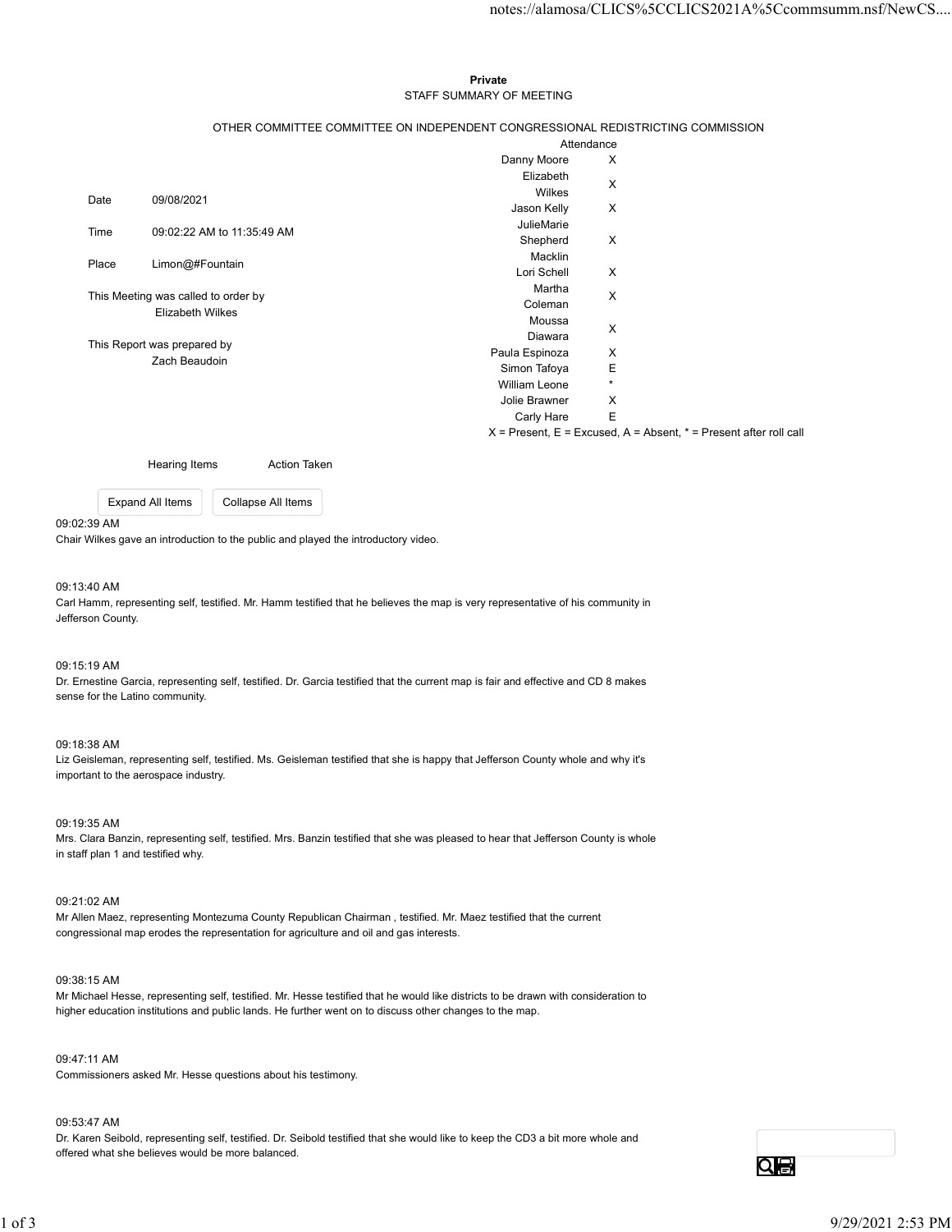**Private**

STAFF SUMMARY OF MEETING

OTHER COMMITTEE COMMITTEE ON INDEPENDENT CONGRESSIONAL REDISTRICTING COMMISSION

| | |
|---|---|
| Date | 09/08/2021 |
| Time | 09:02:22 AM to 11:35:49 AM |
| Place | Limon@#Fountain |

This Meeting was called to order by
Elizabeth Wilkes

This Report was prepared by
Zach Beaudoin

| Attendance | |
|---|---|
| Danny Moore | X |
| Elizabeth Wilkes | X |
| Jason Kelly | X |
| JulieMarie Shepherd Macklin | X |
| Lori Schell | X |
| Martha Coleman | X |
| Moussa Diawara | X |
| Paula Espinoza | X |
| Simon Tafoya | E |
| William Leone | * |
| Jolie Brawner | X |
| Carly Hare | E |

X = Present, E = Excused, A = Absent, * = Present after roll call

Hearing Items    Action Taken

Expand All Items    Collapse All Items

09:02:39 AM
Chair Wilkes gave an introduction to the public and played the introductory video.

09:13:40 AM
Carl Hamm, representing self, testified. Mr. Hamm testified that he believes the map is very representative of his community in Jefferson County.

09:15:19 AM
Dr. Ernestine Garcia, representing self, testified. Dr. Garcia testified that the current map is fair and effective and CD 8 makes sense for the Latino community.

09:18:38 AM
Liz Geisleman, representing self, testified. Ms. Geisleman testified that she is happy that Jefferson County whole and why it's important to the aerospace industry.

09:19:35 AM
Mrs. Clara Banzin, representing self, testified. Mrs. Banzin testified that she was pleased to hear that Jefferson County is whole in staff plan 1 and testified why.

09:21:02 AM
Mr Allen Maez, representing Montezuma County Republican Chairman , testified. Mr. Maez testified that the current congressional map erodes the representation for agriculture and oil and gas interests.

09:38:15 AM
Mr Michael Hesse, representing self, testified. Mr. Hesse testified that he would like districts to be drawn with consideration to higher education institutions and public lands. He further went on to discuss other changes to the map.

09:47:11 AM
Commissioners asked Mr. Hesse questions about his testimony.

09:53:47 AM
Dr. Karen Seibold, representing self, testified. Dr. Seibold testified that she would like to keep the CD3 a bit more whole and offered what she believes would be more balanced.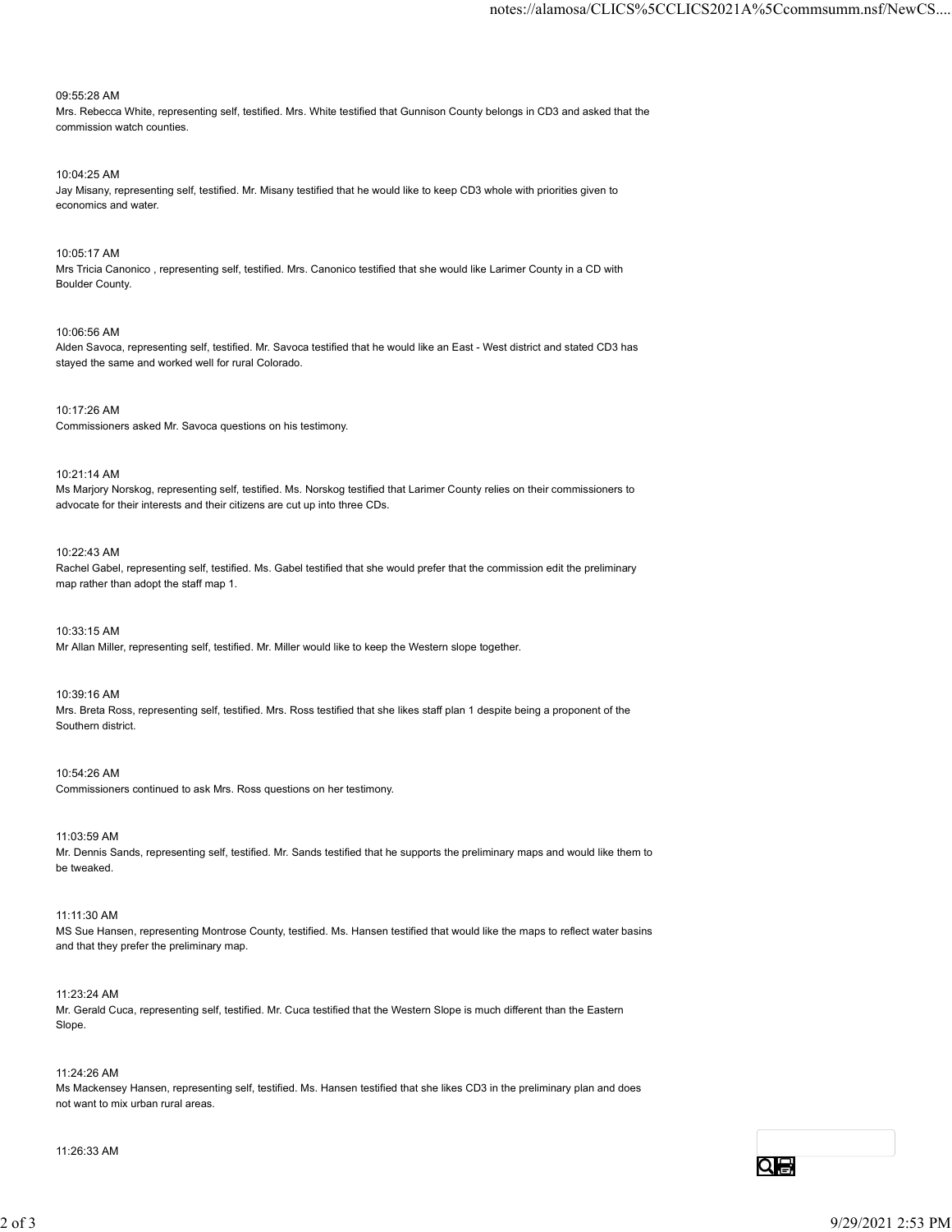09:55:28 AM
Mrs. Rebecca White, representing self, testified. Mrs. White testified that Gunnison County belongs in CD3 and asked that the commission watch counties.

10:04:25 AM
Jay Misany, representing self, testified. Mr. Misany testified that he would like to keep CD3 whole with priorities given to economics and water.

10:05:17 AM
Mrs Tricia Canonico , representing self, testified. Mrs. Canonico testified that she would like Larimer County in a CD with Boulder County.

10:06:56 AM
Alden Savoca, representing self, testified. Mr. Savoca testified that he would like an East - West district and stated CD3 has stayed the same and worked well for rural Colorado.

10:17:26 AM
Commissioners asked Mr. Savoca questions on his testimony.

10:21:14 AM
Ms Marjory Norskog, representing self, testified. Ms. Norskog testified that Larimer County relies on their commissioners to advocate for their interests and their citizens are cut up into three CDs.

10:22:43 AM
Rachel Gabel, representing self, testified. Ms. Gabel testified that she would prefer that the commission edit the preliminary map rather than adopt the staff map 1.

10:33:15 AM
Mr Allan Miller, representing self, testified. Mr. Miller would like to keep the Western slope together.

10:39:16 AM
Mrs. Breta Ross, representing self, testified. Mrs. Ross testified that she likes staff plan 1 despite being a proponent of the Southern district.

10:54:26 AM
Commissioners continued to ask Mrs. Ross questions on her testimony.

11:03:59 AM
Mr. Dennis Sands, representing self, testified. Mr. Sands testified that he supports the preliminary maps and would like them to be tweaked.

11:11:30 AM
MS Sue Hansen, representing Montrose County, testified. Ms. Hansen testified that would like the maps to reflect water basins and that they prefer the preliminary map.

11:23:24 AM
Mr. Gerald Cuca, representing self, testified. Mr. Cuca testified that the Western Slope is much different than the Eastern Slope.

11:24:26 AM
Ms Mackensey Hansen, representing self, testified. Ms. Hansen testified that she likes CD3 in the preliminary plan and does not want to mix urban rural areas.

11:26:33 AM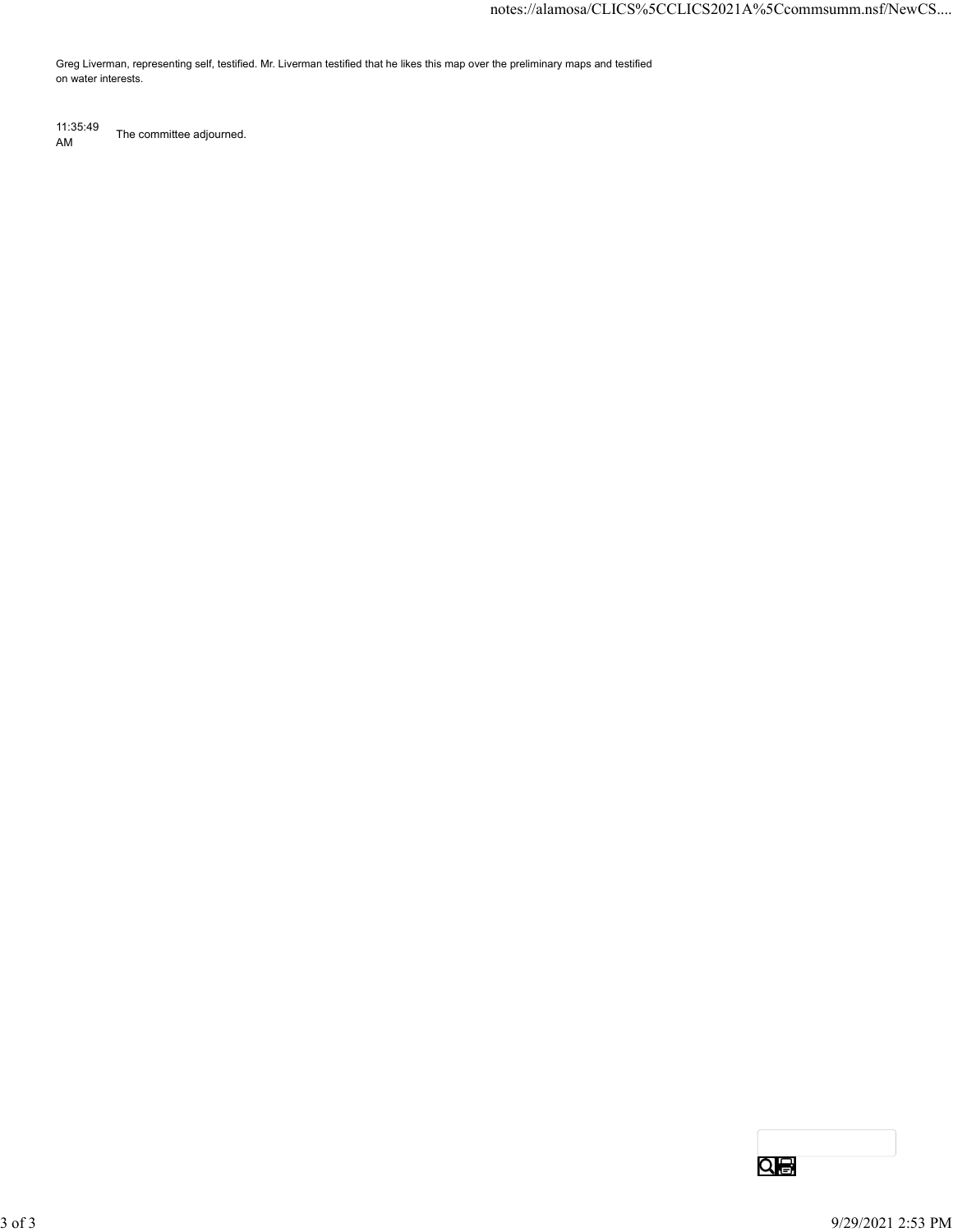Greg Liverman, representing self, testified. Mr. Liverman testified that he likes this map over the preliminary maps and testified on water interests.

| | |
|---|---|
| 11:35:49 AM | The committee adjourned. |